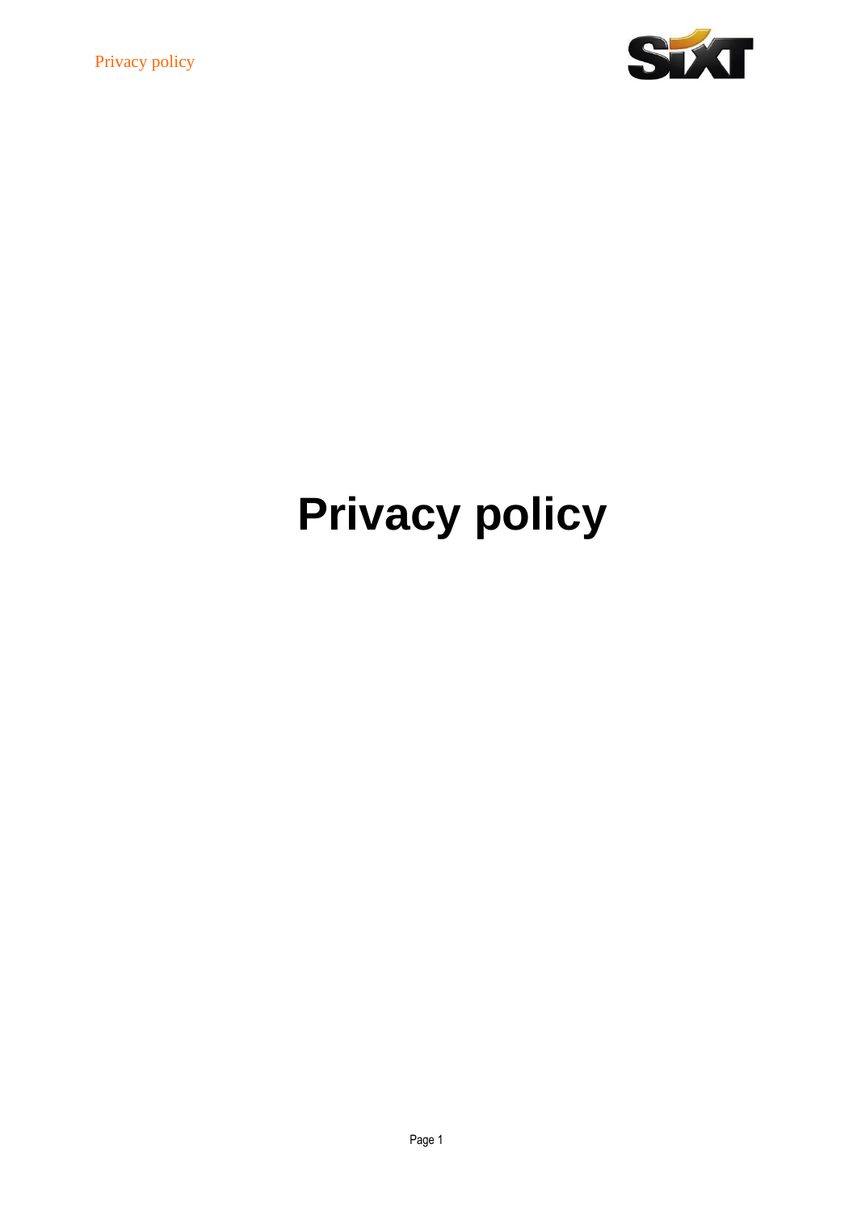# Privacy policy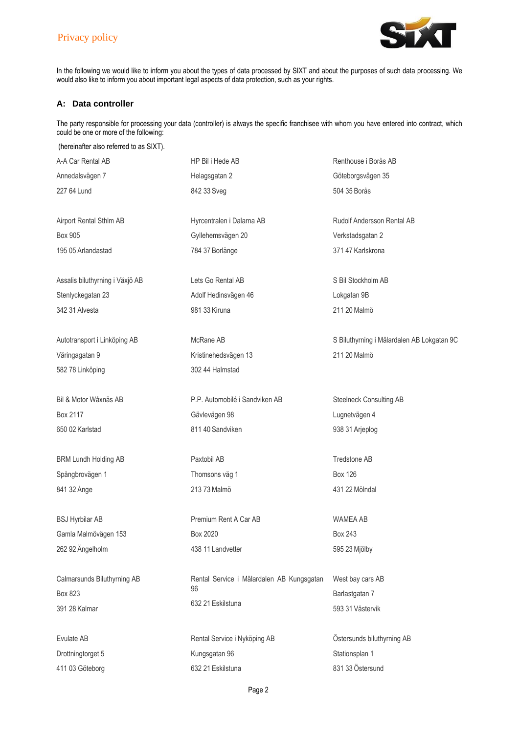In the following we would like to inform you about the types of data processed by SIXT and about the purposes of such data processing. We would also like to inform you about important legal aspects of data protection, such as your rights.

## A: Data controller

The party responsible for processing your data (controller) is always the specific franchisee with whom you have entered into contract, which could be one or more of the following:

(hereinafter also referred to as SIXT).

A-A Car Rental AB
Annedalsvägen 7
227 64 Lund

Airport Rental Sthlm AB
Box 905
195 05 Arlandastad

Assalis biluthyrning i Växjö AB
Stenlyckegatan 23
342 31 Alvesta

Autotransport i Linköping AB
Väringagatan 9
582 78 Linköping

Bil & Motor Wåxnäs AB
Box 2117
650 02 Karlstad

BRM Lundh Holding AB
Spångbrovägen 1
841 32 Ånge

BSJ Hyrbilar AB
Gamla Malmövägen 153
262 92 Ängelholm

Calmarsunds Biluthyrning AB
Box 823
391 28 Kalmar

Evulate AB
Drottningtorget 5
411 03 Göteborg

HP Bil i Hede AB
Helagsgatan 2
842 33 Sveg

Hyrcentralen i Dalarna AB
Gyllehemsvägen 20
784 37 Borlänge

Lets Go Rental AB
Adolf Hedinsvägen 46
981 33 Kiruna

McRane AB
Kristinehedsvägen 13
302 44 Halmstad

P.P. Automobilé i Sandviken AB
Gävlevägen 98
811 40 Sandviken

Paxtobil AB
Thomsons väg 1
213 73 Malmö

Premium Rent A Car AB
Box 2020
438 11 Landvetter

Rental Service i Mälardalen AB Kungsgatan 96
632 21 Eskilstuna

Rental Service i Nyköping AB
Kungsgatan 96
632 21 Eskilstuna

Renthouse i Borås AB
Göteborgsvägen 35
504 35 Borås

Rudolf Andersson Rental AB
Verkstadsgatan 2
371 47 Karlskrona

S Bil Stockholm AB
Lokgatan 9B
211 20 Malmö

S Biluthyrning i Mälardalen AB Lokgatan 9C
211 20 Malmö

Steelneck Consulting AB
Lugnetvägen 4
938 31 Arjeplog

Tredstone AB
Box 126
431 22 Mölndal

WAMEA AB
Box 243
595 23 Mjölby

West bay cars AB
Barlastgatan 7
593 31 Västervik

Östersunds biluthyrning AB
Stationsplan 1
831 33 Östersund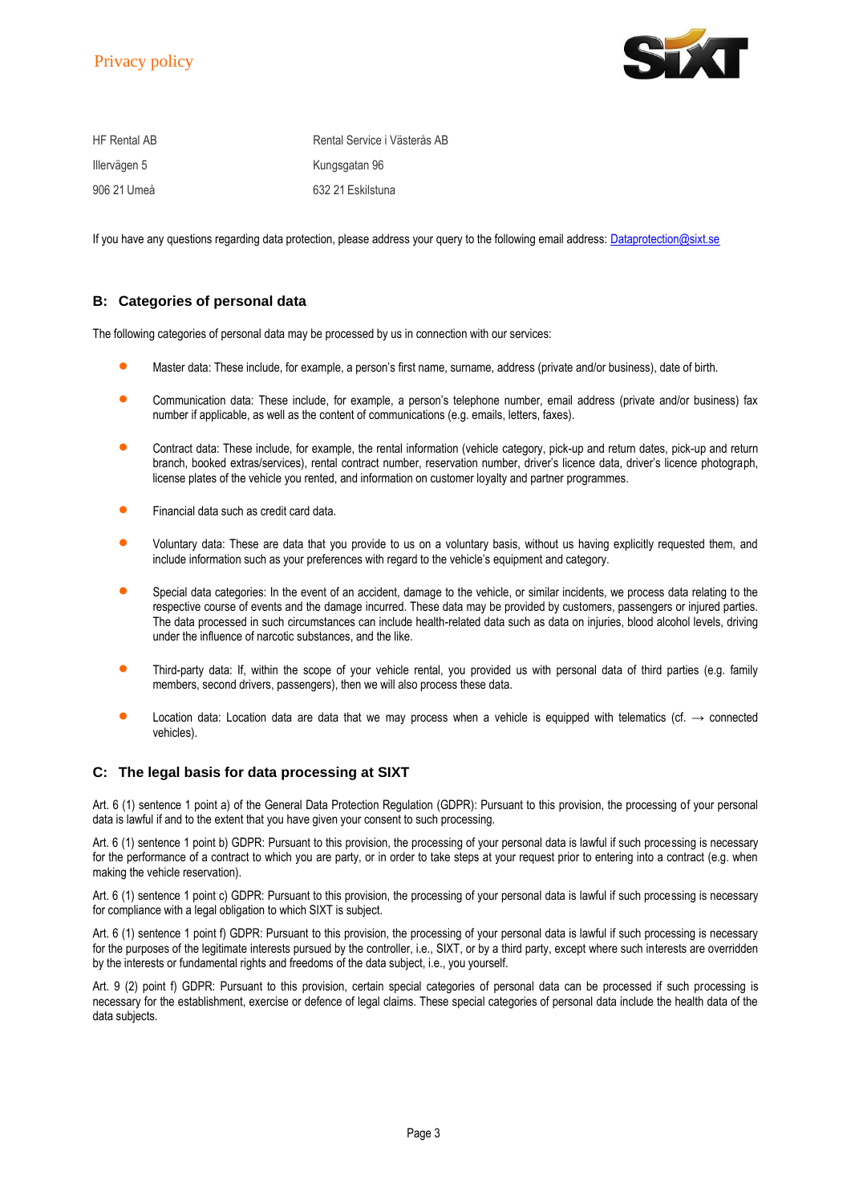| HF Rental AB | Rental Service i Västerås AB |
| --- | --- |
| Illervägen 5 | Kungsgatan 96 |
| 906 21 Umeå | 632 21 Eskilstuna |

If you have any questions regarding data protection, please address your query to the following email address: Dataprotection@sixt.se

## B: Categories of personal data

The following categories of personal data may be processed by us in connection with our services:

- Master data: These include, for example, a person's first name, surname, address (private and/or business), date of birth.
- Communication data: These include, for example, a person's telephone number, email address (private and/or business) fax number if applicable, as well as the content of communications (e.g. emails, letters, faxes).
- Contract data: These include, for example, the rental information (vehicle category, pick-up and return dates, pick-up and return branch, booked extras/services), rental contract number, reservation number, driver's licence data, driver's licence photograph, license plates of the vehicle you rented, and information on customer loyalty and partner programmes.
- Financial data such as credit card data.
- Voluntary data: These are data that you provide to us on a voluntary basis, without us having explicitly requested them, and include information such as your preferences with regard to the vehicle's equipment and category.
- Special data categories: In the event of an accident, damage to the vehicle, or similar incidents, we process data relating to the respective course of events and the damage incurred. These data may be provided by customers, passengers or injured parties. The data processed in such circumstances can include health-related data such as data on injuries, blood alcohol levels, driving under the influence of narcotic substances, and the like.
- Third-party data: If, within the scope of your vehicle rental, you provided us with personal data of third parties (e.g. family members, second drivers, passengers), then we will also process these data.
- Location data: Location data are data that we may process when a vehicle is equipped with telematics (cf. → connected vehicles).

## C: The legal basis for data processing at SIXT

Art. 6 (1) sentence 1 point a) of the General Data Protection Regulation (GDPR): Pursuant to this provision, the processing of your personal data is lawful if and to the extent that you have given your consent to such processing.

Art. 6 (1) sentence 1 point b) GDPR: Pursuant to this provision, the processing of your personal data is lawful if such processing is necessary for the performance of a contract to which you are party, or in order to take steps at your request prior to entering into a contract (e.g. when making the vehicle reservation).

Art. 6 (1) sentence 1 point c) GDPR: Pursuant to this provision, the processing of your personal data is lawful if such processing is necessary for compliance with a legal obligation to which SIXT is subject.

Art. 6 (1) sentence 1 point f) GDPR: Pursuant to this provision, the processing of your personal data is lawful if such processing is necessary for the purposes of the legitimate interests pursued by the controller, i.e., SIXT, or by a third party, except where such interests are overridden by the interests or fundamental rights and freedoms of the data subject, i.e., you yourself.

Art. 9 (2) point f) GDPR: Pursuant to this provision, certain special categories of personal data can be processed if such processing is necessary for the establishment, exercise or defence of legal claims. These special categories of personal data include the health data of the data subjects.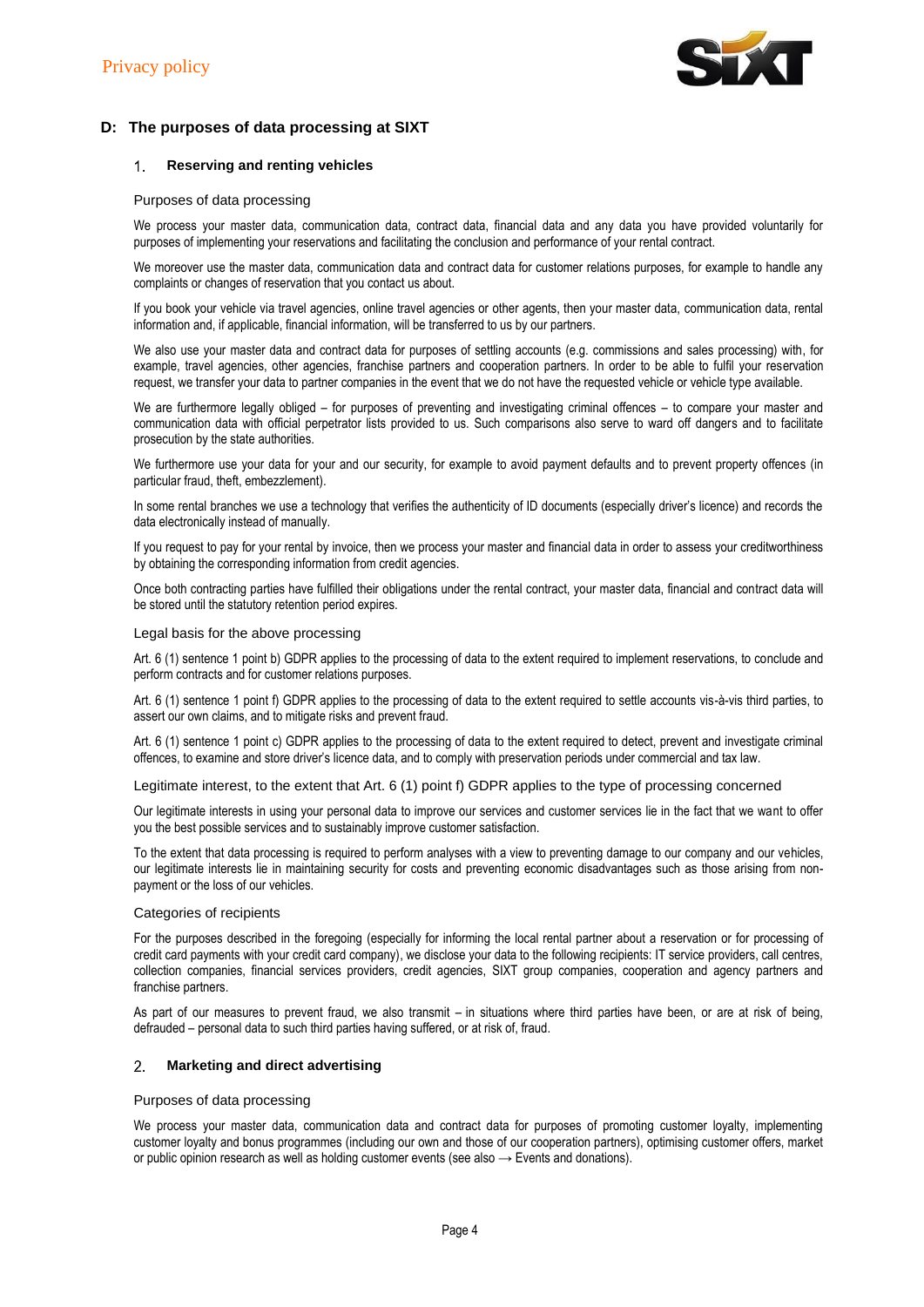## D: The purposes of data processing at SIXT

### 1. Reserving and renting vehicles

#### Purposes of data processing

We process your master data, communication data, contract data, financial data and any data you have provided voluntarily for purposes of implementing your reservations and facilitating the conclusion and performance of your rental contract.

We moreover use the master data, communication data and contract data for customer relations purposes, for example to handle any complaints or changes of reservation that you contact us about.

If you book your vehicle via travel agencies, online travel agencies or other agents, then your master data, communication data, rental information and, if applicable, financial information, will be transferred to us by our partners.

We also use your master data and contract data for purposes of settling accounts (e.g. commissions and sales processing) with, for example, travel agencies, other agencies, franchise partners and cooperation partners. In order to be able to fulfil your reservation request, we transfer your data to partner companies in the event that we do not have the requested vehicle or vehicle type available.

We are furthermore legally obliged – for purposes of preventing and investigating criminal offences – to compare your master and communication data with official perpetrator lists provided to us. Such comparisons also serve to ward off dangers and to facilitate prosecution by the state authorities.

We furthermore use your data for your and our security, for example to avoid payment defaults and to prevent property offences (in particular fraud, theft, embezzlement).

In some rental branches we use a technology that verifies the authenticity of ID documents (especially driver's licence) and records the data electronically instead of manually.

If you request to pay for your rental by invoice, then we process your master and financial data in order to assess your creditworthiness by obtaining the corresponding information from credit agencies.

Once both contracting parties have fulfilled their obligations under the rental contract, your master data, financial and contract data will be stored until the statutory retention period expires.

#### Legal basis for the above processing

Art. 6 (1) sentence 1 point b) GDPR applies to the processing of data to the extent required to implement reservations, to conclude and perform contracts and for customer relations purposes.

Art. 6 (1) sentence 1 point f) GDPR applies to the processing of data to the extent required to settle accounts vis-à-vis third parties, to assert our own claims, and to mitigate risks and prevent fraud.

Art. 6 (1) sentence 1 point c) GDPR applies to the processing of data to the extent required to detect, prevent and investigate criminal offences, to examine and store driver's licence data, and to comply with preservation periods under commercial and tax law.

#### Legitimate interest, to the extent that Art. 6 (1) point f) GDPR applies to the type of processing concerned

Our legitimate interests in using your personal data to improve our services and customer services lie in the fact that we want to offer you the best possible services and to sustainably improve customer satisfaction.

To the extent that data processing is required to perform analyses with a view to preventing damage to our company and our vehicles, our legitimate interests lie in maintaining security for costs and preventing economic disadvantages such as those arising from non-payment or the loss of our vehicles.

#### Categories of recipients

For the purposes described in the foregoing (especially for informing the local rental partner about a reservation or for processing of credit card payments with your credit card company), we disclose your data to the following recipients: IT service providers, call centres, collection companies, financial services providers, credit agencies, SIXT group companies, cooperation and agency partners and franchise partners.

As part of our measures to prevent fraud, we also transmit – in situations where third parties have been, or are at risk of being, defrauded – personal data to such third parties having suffered, or at risk of, fraud.

### 2. Marketing and direct advertising

#### Purposes of data processing

We process your master data, communication data and contract data for purposes of promoting customer loyalty, implementing customer loyalty and bonus programmes (including our own and those of our cooperation partners), optimising customer offers, market or public opinion research as well as holding customer events (see also → Events and donations).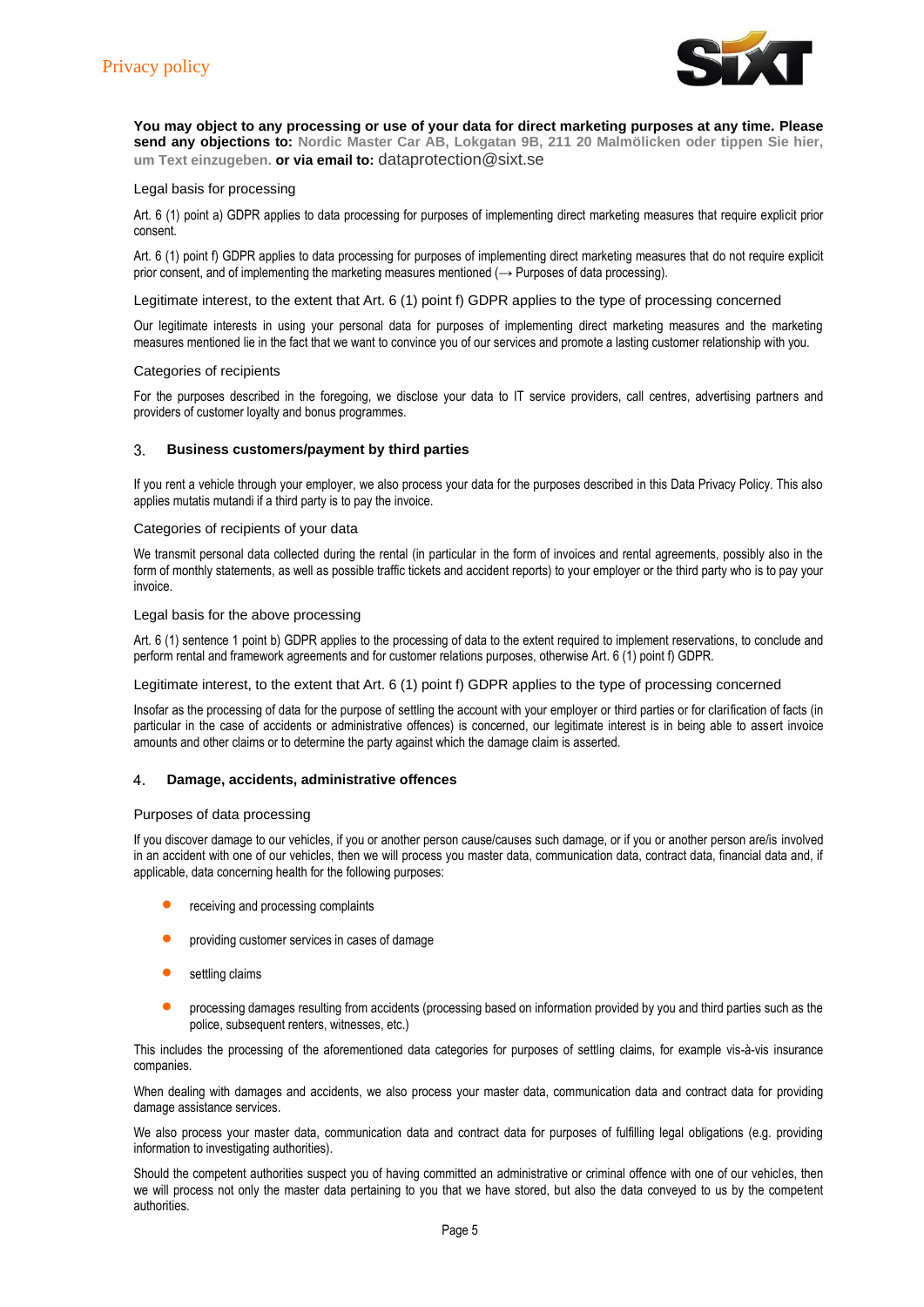**You may object to any processing or use of your data for direct marketing purposes at any time. Please send any objections to: Nordic Master Car AB, Lokgatan 9B, 211 20 Malmölicken oder tippen Sie hier, um Text einzugeben. or via email to:** dataprotection@sixt.se

Legal basis for processing

Art. 6 (1) point a) GDPR applies to data processing for purposes of implementing direct marketing measures that require explicit prior consent.

Art. 6 (1) point f) GDPR applies to data processing for purposes of implementing direct marketing measures that do not require explicit prior consent, and of implementing the marketing measures mentioned (→ Purposes of data processing).

Legitimate interest, to the extent that Art. 6 (1) point f) GDPR applies to the type of processing concerned

Our legitimate interests in using your personal data for purposes of implementing direct marketing measures and the marketing measures mentioned lie in the fact that we want to convince you of our services and promote a lasting customer relationship with you.

Categories of recipients

For the purposes described in the foregoing, we disclose your data to IT service providers, call centres, advertising partners and providers of customer loyalty and bonus programmes.

## 3. Business customers/payment by third parties

If you rent a vehicle through your employer, we also process your data for the purposes described in this Data Privacy Policy. This also applies mutatis mutandi if a third party is to pay the invoice.

Categories of recipients of your data

We transmit personal data collected during the rental (in particular in the form of invoices and rental agreements, possibly also in the form of monthly statements, as well as possible traffic tickets and accident reports) to your employer or the third party who is to pay your invoice.

Legal basis for the above processing

Art. 6 (1) sentence 1 point b) GDPR applies to the processing of data to the extent required to implement reservations, to conclude and perform rental and framework agreements and for customer relations purposes, otherwise Art. 6 (1) point f) GDPR.

Legitimate interest, to the extent that Art. 6 (1) point f) GDPR applies to the type of processing concerned

Insofar as the processing of data for the purpose of settling the account with your employer or third parties or for clarification of facts (in particular in the case of accidents or administrative offences) is concerned, our legitimate interest is in being able to assert invoice amounts and other claims or to determine the party against which the damage claim is asserted.

## 4. Damage, accidents, administrative offences

Purposes of data processing

If you discover damage to our vehicles, if you or another person cause/causes such damage, or if you or another person are/is involved in an accident with one of our vehicles, then we will process you master data, communication data, contract data, financial data and, if applicable, data concerning health for the following purposes:

- receiving and processing complaints
- providing customer services in cases of damage
- settling claims
- processing damages resulting from accidents (processing based on information provided by you and third parties such as the police, subsequent renters, witnesses, etc.)

This includes the processing of the aforementioned data categories for purposes of settling claims, for example vis-à-vis insurance companies.

When dealing with damages and accidents, we also process your master data, communication data and contract data for providing damage assistance services.

We also process your master data, communication data and contract data for purposes of fulfilling legal obligations (e.g. providing information to investigating authorities).

Should the competent authorities suspect you of having committed an administrative or criminal offence with one of our vehicles, then we will process not only the master data pertaining to you that we have stored, but also the data conveyed to us by the competent authorities.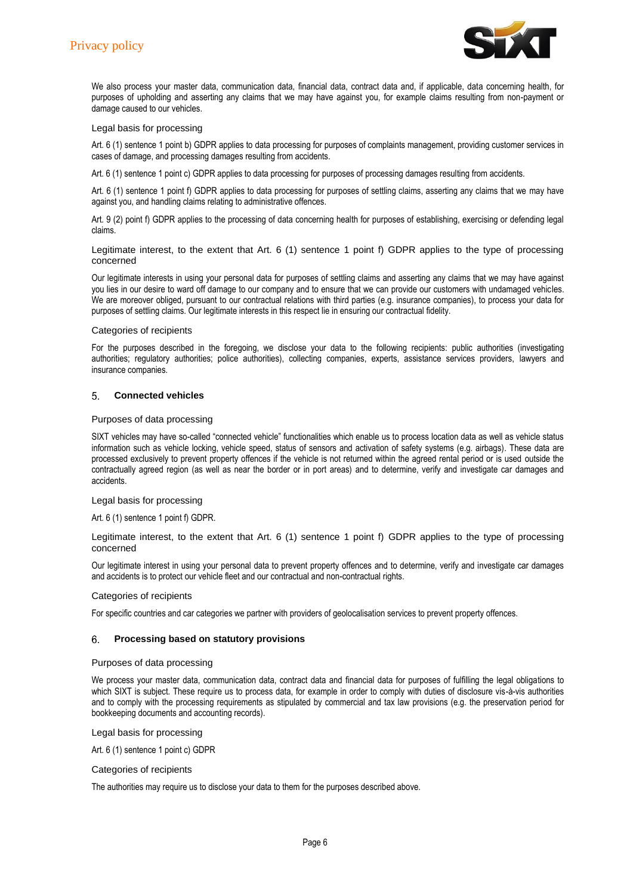We also process your master data, communication data, financial data, contract data and, if applicable, data concerning health, for purposes of upholding and asserting any claims that we may have against you, for example claims resulting from non-payment or damage caused to our vehicles.

### Legal basis for processing

Art. 6 (1) sentence 1 point b) GDPR applies to data processing for purposes of complaints management, providing customer services in cases of damage, and processing damages resulting from accidents.

Art. 6 (1) sentence 1 point c) GDPR applies to data processing for purposes of processing damages resulting from accidents.

Art. 6 (1) sentence 1 point f) GDPR applies to data processing for purposes of settling claims, asserting any claims that we may have against you, and handling claims relating to administrative offences.

Art. 9 (2) point f) GDPR applies to the processing of data concerning health for purposes of establishing, exercising or defending legal claims.

### Legitimate interest, to the extent that Art. 6 (1) sentence 1 point f) GDPR applies to the type of processing concerned

Our legitimate interests in using your personal data for purposes of settling claims and asserting any claims that we may have against you lies in our desire to ward off damage to our company and to ensure that we can provide our customers with undamaged vehicles. We are moreover obliged, pursuant to our contractual relations with third parties (e.g. insurance companies), to process your data for purposes of settling claims. Our legitimate interests in this respect lie in ensuring our contractual fidelity.

### Categories of recipients

For the purposes described in the foregoing, we disclose your data to the following recipients: public authorities (investigating authorities; regulatory authorities; police authorities), collecting companies, experts, assistance services providers, lawyers and insurance companies.

## 5. Connected vehicles

### Purposes of data processing

SIXT vehicles may have so-called “connected vehicle” functionalities which enable us to process location data as well as vehicle status information such as vehicle locking, vehicle speed, status of sensors and activation of safety systems (e.g. airbags). These data are processed exclusively to prevent property offences if the vehicle is not returned within the agreed rental period or is used outside the contractually agreed region (as well as near the border or in port areas) and to determine, verify and investigate car damages and accidents.

### Legal basis for processing

Art. 6 (1) sentence 1 point f) GDPR.

### Legitimate interest, to the extent that Art. 6 (1) sentence 1 point f) GDPR applies to the type of processing concerned

Our legitimate interest in using your personal data to prevent property offences and to determine, verify and investigate car damages and accidents is to protect our vehicle fleet and our contractual and non-contractual rights.

### Categories of recipients

For specific countries and car categories we partner with providers of geolocalisation services to prevent property offences.

## 6. Processing based on statutory provisions

### Purposes of data processing

We process your master data, communication data, contract data and financial data for purposes of fulfilling the legal obligations to which SIXT is subject. These require us to process data, for example in order to comply with duties of disclosure vis-à-vis authorities and to comply with the processing requirements as stipulated by commercial and tax law provisions (e.g. the preservation period for bookkeeping documents and accounting records).

### Legal basis for processing

Art. 6 (1) sentence 1 point c) GDPR

### Categories of recipients

The authorities may require us to disclose your data to them for the purposes described above.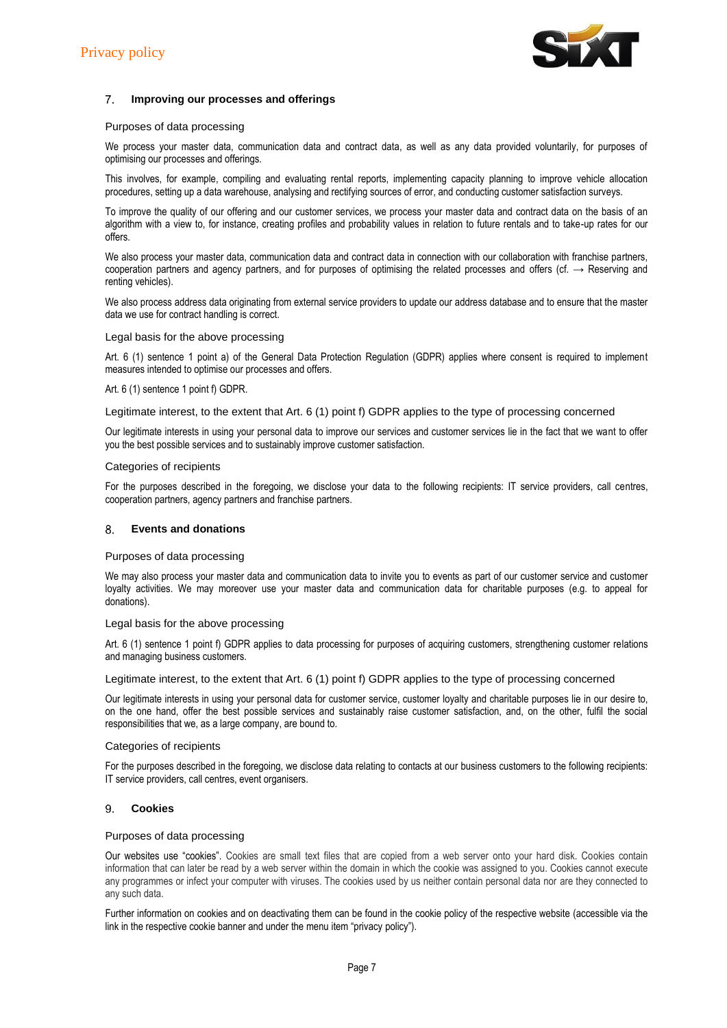## 7. Improving our processes and offerings

### Purposes of data processing

We process your master data, communication data and contract data, as well as any data provided voluntarily, for purposes of optimising our processes and offerings.

This involves, for example, compiling and evaluating rental reports, implementing capacity planning to improve vehicle allocation procedures, setting up a data warehouse, analysing and rectifying sources of error, and conducting customer satisfaction surveys.

To improve the quality of our offering and our customer services, we process your master data and contract data on the basis of an algorithm with a view to, for instance, creating profiles and probability values in relation to future rentals and to take-up rates for our offers.

We also process your master data, communication data and contract data in connection with our collaboration with franchise partners, cooperation partners and agency partners, and for purposes of optimising the related processes and offers (cf. → Reserving and renting vehicles).

We also process address data originating from external service providers to update our address database and to ensure that the master data we use for contract handling is correct.

### Legal basis for the above processing

Art. 6 (1) sentence 1 point a) of the General Data Protection Regulation (GDPR) applies where consent is required to implement measures intended to optimise our processes and offers.

Art. 6 (1) sentence 1 point f) GDPR.

### Legitimate interest, to the extent that Art. 6 (1) point f) GDPR applies to the type of processing concerned

Our legitimate interests in using your personal data to improve our services and customer services lie in the fact that we want to offer you the best possible services and to sustainably improve customer satisfaction.

### Categories of recipients

For the purposes described in the foregoing, we disclose your data to the following recipients: IT service providers, call centres, cooperation partners, agency partners and franchise partners.

## 8. Events and donations

### Purposes of data processing

We may also process your master data and communication data to invite you to events as part of our customer service and customer loyalty activities. We may moreover use your master data and communication data for charitable purposes (e.g. to appeal for donations).

### Legal basis for the above processing

Art. 6 (1) sentence 1 point f) GDPR applies to data processing for purposes of acquiring customers, strengthening customer relations and managing business customers.

### Legitimate interest, to the extent that Art. 6 (1) point f) GDPR applies to the type of processing concerned

Our legitimate interests in using your personal data for customer service, customer loyalty and charitable purposes lie in our desire to, on the one hand, offer the best possible services and sustainably raise customer satisfaction, and, on the other, fulfil the social responsibilities that we, as a large company, are bound to.

### Categories of recipients

For the purposes described in the foregoing, we disclose data relating to contacts at our business customers to the following recipients: IT service providers, call centres, event organisers.

## 9. Cookies

### Purposes of data processing

Our websites use "cookies". Cookies are small text files that are copied from a web server onto your hard disk. Cookies contain information that can later be read by a web server within the domain in which the cookie was assigned to you. Cookies cannot execute any programmes or infect your computer with viruses. The cookies used by us neither contain personal data nor are they connected to any such data.

Further information on cookies and on deactivating them can be found in the cookie policy of the respective website (accessible via the link in the respective cookie banner and under the menu item "privacy policy").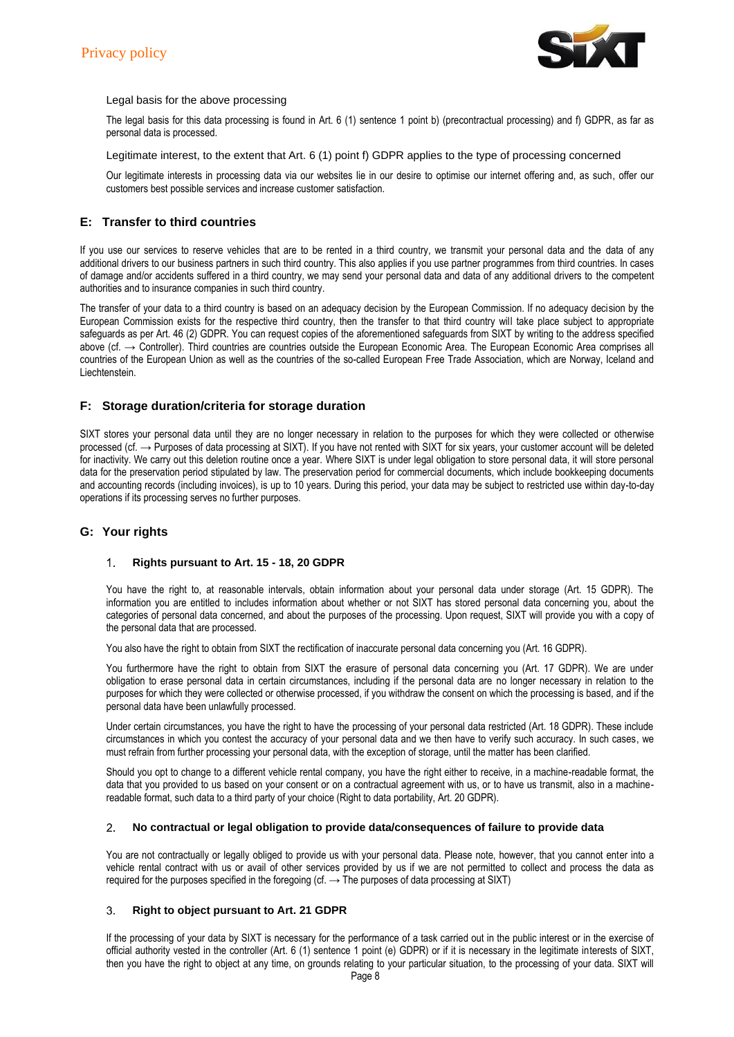Legal basis for the above processing

The legal basis for this data processing is found in Art. 6 (1) sentence 1 point b) (precontractual processing) and f) GDPR, as far as personal data is processed.

Legitimate interest, to the extent that Art. 6 (1) point f) GDPR applies to the type of processing concerned

Our legitimate interests in processing data via our websites lie in our desire to optimise our internet offering and, as such, offer our customers best possible services and increase customer satisfaction.

## E: Transfer to third countries

If you use our services to reserve vehicles that are to be rented in a third country, we transmit your personal data and the data of any additional drivers to our business partners in such third country. This also applies if you use partner programmes from third countries. In cases of damage and/or accidents suffered in a third country, we may send your personal data and data of any additional drivers to the competent authorities and to insurance companies in such third country.

The transfer of your data to a third country is based on an adequacy decision by the European Commission. If no adequacy decision by the European Commission exists for the respective third country, then the transfer to that third country will take place subject to appropriate safeguards as per Art. 46 (2) GDPR. You can request copies of the aforementioned safeguards from SIXT by writing to the address specified above (cf. → Controller). Third countries are countries outside the European Economic Area. The European Economic Area comprises all countries of the European Union as well as the countries of the so-called European Free Trade Association, which are Norway, Iceland and Liechtenstein.

## F: Storage duration/criteria for storage duration

SIXT stores your personal data until they are no longer necessary in relation to the purposes for which they were collected or otherwise processed (cf. → Purposes of data processing at SIXT). If you have not rented with SIXT for six years, your customer account will be deleted for inactivity. We carry out this deletion routine once a year. Where SIXT is under legal obligation to store personal data, it will store personal data for the preservation period stipulated by law. The preservation period for commercial documents, which include bookkeeping documents and accounting records (including invoices), is up to 10 years. During this period, your data may be subject to restricted use within day-to-day operations if its processing serves no further purposes.

## G: Your rights

### 1. Rights pursuant to Art. 15 - 18, 20 GDPR

You have the right to, at reasonable intervals, obtain information about your personal data under storage (Art. 15 GDPR). The information you are entitled to includes information about whether or not SIXT has stored personal data concerning you, about the categories of personal data concerned, and about the purposes of the processing. Upon request, SIXT will provide you with a copy of the personal data that are processed.

You also have the right to obtain from SIXT the rectification of inaccurate personal data concerning you (Art. 16 GDPR).

You furthermore have the right to obtain from SIXT the erasure of personal data concerning you (Art. 17 GDPR). We are under obligation to erase personal data in certain circumstances, including if the personal data are no longer necessary in relation to the purposes for which they were collected or otherwise processed, if you withdraw the consent on which the processing is based, and if the personal data have been unlawfully processed.

Under certain circumstances, you have the right to have the processing of your personal data restricted (Art. 18 GDPR). These include circumstances in which you contest the accuracy of your personal data and we then have to verify such accuracy. In such cases, we must refrain from further processing your personal data, with the exception of storage, until the matter has been clarified.

Should you opt to change to a different vehicle rental company, you have the right either to receive, in a machine-readable format, the data that you provided to us based on your consent or on a contractual agreement with us, or to have us transmit, also in a machine-readable format, such data to a third party of your choice (Right to data portability, Art. 20 GDPR).

### 2. No contractual or legal obligation to provide data/consequences of failure to provide data

You are not contractually or legally obliged to provide us with your personal data. Please note, however, that you cannot enter into a vehicle rental contract with us or avail of other services provided by us if we are not permitted to collect and process the data as required for the purposes specified in the foregoing (cf. → The purposes of data processing at SIXT)

### 3. Right to object pursuant to Art. 21 GDPR

If the processing of your data by SIXT is necessary for the performance of a task carried out in the public interest or in the exercise of official authority vested in the controller (Art. 6 (1) sentence 1 point (e) GDPR) or if it is necessary in the legitimate interests of SIXT, then you have the right to object at any time, on grounds relating to your particular situation, to the processing of your data. SIXT will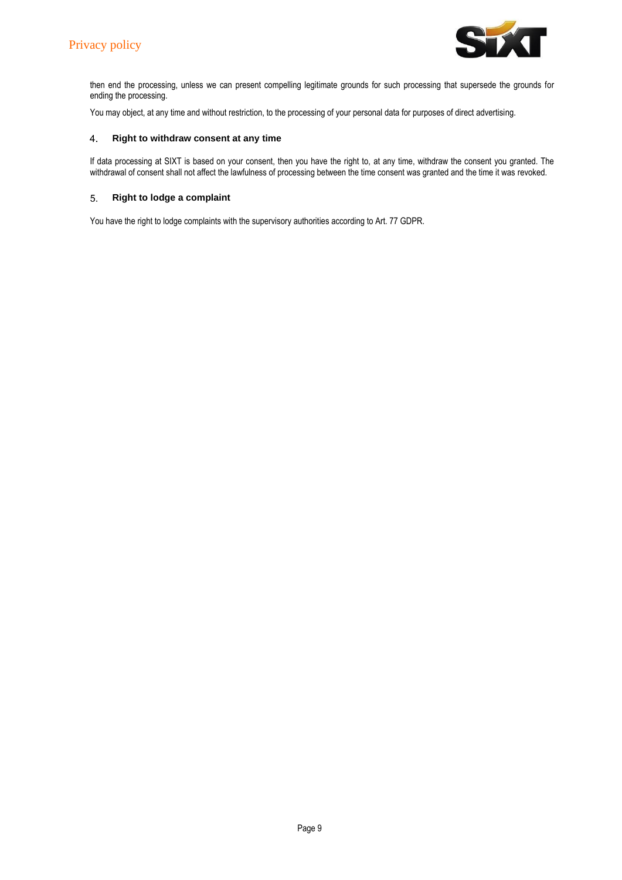then end the processing, unless we can present compelling legitimate grounds for such processing that supersede the grounds for ending the processing.

You may object, at any time and without restriction, to the processing of your personal data for purposes of direct advertising.

### 4. Right to withdraw consent at any time

If data processing at SIXT is based on your consent, then you have the right to, at any time, withdraw the consent you granted. The withdrawal of consent shall not affect the lawfulness of processing between the time consent was granted and the time it was revoked.

### 5. Right to lodge a complaint

You have the right to lodge complaints with the supervisory authorities according to Art. 77 GDPR.